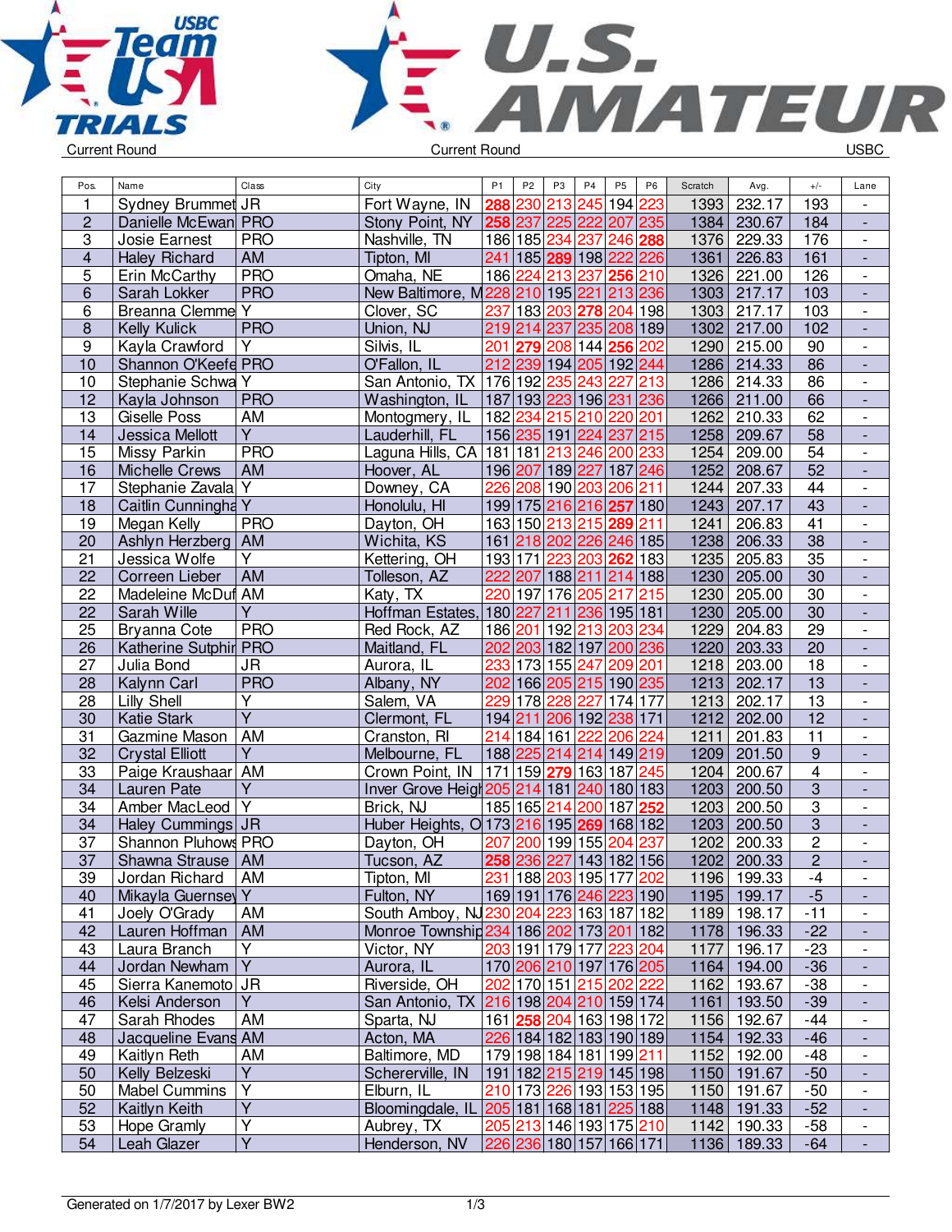USBC Team USA Trials — U.S. Amateur

Current Round | Current Round | USBC

| Pos. | Name | Class | City | P1 | P2 | P3 | P4 | P5 | P6 | Scratch | Avg. | +/- | Lane |
|---|---|---|---|---|---|---|---|---|---|---|---|---|---|
| 1 | Sydney Brummet | JR | Fort Wayne, IN | 288 | 230 | 213 | 245 | 194 | 223 | 1393 | 232.17 | 193 | - |
| 2 | Danielle McEwan | PRO | Stony Point, NY | 258 | 237 | 225 | 222 | 207 | 235 | 1384 | 230.67 | 184 | - |
| 3 | Josie Earnest | PRO | Nashville, TN | 186 | 185 | 234 | 237 | 246 | 288 | 1376 | 229.33 | 176 | - |
| 4 | Haley Richard | AM | Tipton, MI | 241 | 185 | 289 | 198 | 222 | 226 | 1361 | 226.83 | 161 | - |
| 5 | Erin McCarthy | PRO | Omaha, NE | 186 | 224 | 213 | 237 | 256 | 210 | 1326 | 221.00 | 126 | - |
| 6 | Sarah Lokker | PRO | New Baltimore, M | 228 | 210 | 195 | 221 | 213 | 236 | 1303 | 217.17 | 103 | - |
| 6 | Breanna Clemme | Y | Clover, SC | 237 | 183 | 203 | 278 | 204 | 198 | 1303 | 217.17 | 103 | - |
| 8 | Kelly Kulick | PRO | Union, NJ | 219 | 214 | 237 | 235 | 208 | 189 | 1302 | 217.00 | 102 | - |
| 9 | Kayla Crawford | Y | Silvis, IL | 201 | 279 | 208 | 144 | 256 | 202 | 1290 | 215.00 | 90 | - |
| 10 | Shannon O'Keefe | PRO | O'Fallon, IL | 212 | 239 | 194 | 205 | 192 | 244 | 1286 | 214.33 | 86 | - |
| 10 | Stephanie Schwa | Y | San Antonio, TX | 176 | 192 | 235 | 243 | 227 | 213 | 1286 | 214.33 | 86 | - |
| 12 | Kayla Johnson | PRO | Washington, IL | 187 | 193 | 223 | 196 | 231 | 236 | 1266 | 211.00 | 66 | - |
| 13 | Giselle Poss | AM | Montogmery, IL | 182 | 234 | 215 | 210 | 220 | 201 | 1262 | 210.33 | 62 | - |
| 14 | Jessica Mellott | Y | Lauderhill, FL | 156 | 235 | 191 | 224 | 237 | 215 | 1258 | 209.67 | 58 | - |
| 15 | Missy Parkin | PRO | Laguna Hills, CA | 181 | 181 | 213 | 246 | 200 | 233 | 1254 | 209.00 | 54 | - |
| 16 | Michelle Crews | AM | Hoover, AL | 196 | 207 | 189 | 227 | 187 | 246 | 1252 | 208.67 | 52 | - |
| 17 | Stephanie Zavala | Y | Downey, CA | 226 | 208 | 190 | 203 | 206 | 211 | 1244 | 207.33 | 44 | - |
| 18 | Caitlin Cunningha | Y | Honolulu, HI | 199 | 175 | 216 | 216 | 257 | 180 | 1243 | 207.17 | 43 | - |
| 19 | Megan Kelly | PRO | Dayton, OH | 163 | 150 | 213 | 215 | 289 | 211 | 1241 | 206.83 | 41 | - |
| 20 | Ashlyn Herzberg | AM | Wichita, KS | 161 | 218 | 202 | 226 | 246 | 185 | 1238 | 206.33 | 38 | - |
| 21 | Jessica Wolfe | Y | Kettering, OH | 193 | 171 | 223 | 203 | 262 | 183 | 1235 | 205.83 | 35 | - |
| 22 | Correen Lieber | AM | Tolleson, AZ | 222 | 207 | 188 | 211 | 214 | 188 | 1230 | 205.00 | 30 | - |
| 22 | Madeleine McDuf | AM | Katy, TX | 220 | 197 | 176 | 205 | 217 | 215 | 1230 | 205.00 | 30 | - |
| 22 | Sarah Wille | Y | Hoffman Estates, | 180 | 227 | 211 | 236 | 195 | 181 | 1230 | 205.00 | 30 | - |
| 25 | Bryanna Cote | PRO | Red Rock, AZ | 186 | 201 | 192 | 213 | 203 | 234 | 1229 | 204.83 | 29 | - |
| 26 | Katherine Sutphir | PRO | Maitland, FL | 202 | 203 | 182 | 197 | 200 | 236 | 1220 | 203.33 | 20 | - |
| 27 | Julia Bond | JR | Aurora, IL | 233 | 173 | 155 | 247 | 209 | 201 | 1218 | 203.00 | 18 | - |
| 28 | Kalynn Carl | PRO | Albany, NY | 202 | 166 | 205 | 215 | 190 | 235 | 1213 | 202.17 | 13 | - |
| 28 | Lilly Shell | Y | Salem, VA | 229 | 178 | 228 | 227 | 174 | 177 | 1213 | 202.17 | 13 | - |
| 30 | Katie Stark | Y | Clermont, FL | 194 | 211 | 206 | 192 | 238 | 171 | 1212 | 202.00 | 12 | - |
| 31 | Gazmine Mason | AM | Cranston, RI | 214 | 184 | 161 | 222 | 206 | 224 | 1211 | 201.83 | 11 | - |
| 32 | Crystal Elliott | Y | Melbourne, FL | 188 | 225 | 214 | 214 | 149 | 219 | 1209 | 201.50 | 9 | - |
| 33 | Paige Kraushaar | AM | Crown Point, IN | 171 | 159 | 279 | 163 | 187 | 245 | 1204 | 200.67 | 4 | - |
| 34 | Lauren Pate | Y | Inver Grove Heig | 205 | 214 | 181 | 240 | 180 | 183 | 1203 | 200.50 | 3 | - |
| 34 | Amber MacLeod | Y | Brick, NJ | 185 | 165 | 214 | 200 | 187 | 252 | 1203 | 200.50 | 3 | - |
| 34 | Haley Cummings | JR | Huber Heights, O | 173 | 216 | 195 | 269 | 168 | 182 | 1203 | 200.50 | 3 | - |
| 37 | Shannon Pluhows | PRO | Dayton, OH | 207 | 200 | 199 | 155 | 204 | 237 | 1202 | 200.33 | 2 | - |
| 37 | Shawna Strause | AM | Tucson, AZ | 258 | 236 | 227 | 143 | 182 | 156 | 1202 | 200.33 | 2 | - |
| 39 | Jordan Richard | AM | Tipton, MI | 231 | 188 | 203 | 195 | 177 | 202 | 1196 | 199.33 | -4 | - |
| 40 | Mikayla Guernsey | Y | Fulton, NY | 169 | 191 | 176 | 246 | 223 | 190 | 1195 | 199.17 | -5 | - |
| 41 | Joely O'Grady | AM | South Amboy, NJ | 230 | 204 | 223 | 163 | 187 | 182 | 1189 | 198.17 | -11 | - |
| 42 | Lauren Hoffman | AM | Monroe Township | 234 | 186 | 202 | 173 | 201 | 182 | 1178 | 196.33 | -22 | - |
| 43 | Laura Branch | Y | Victor, NY | 203 | 191 | 179 | 177 | 223 | 204 | 1177 | 196.17 | -23 | - |
| 44 | Jordan Newham | Y | Aurora, IL | 170 | 206 | 210 | 197 | 176 | 205 | 1164 | 194.00 | -36 | - |
| 45 | Sierra Kanemoto | JR | Riverside, OH | 202 | 170 | 151 | 215 | 202 | 222 | 1162 | 193.67 | -38 | - |
| 46 | Kelsi Anderson | Y | San Antonio, TX | 216 | 198 | 204 | 210 | 159 | 174 | 1161 | 193.50 | -39 | - |
| 47 | Sarah Rhodes | AM | Sparta, NJ | 161 | 258 | 204 | 163 | 198 | 172 | 1156 | 192.67 | -44 | - |
| 48 | Jacqueline Evans | AM | Acton, MA | 226 | 184 | 182 | 183 | 190 | 189 | 1154 | 192.33 | -46 | - |
| 49 | Kaitlyn Reth | AM | Baltimore, MD | 179 | 198 | 184 | 181 | 199 | 211 | 1152 | 192.00 | -48 | - |
| 50 | Kelly Belzeski | Y | Schererville, IN | 191 | 182 | 215 | 219 | 145 | 198 | 1150 | 191.67 | -50 | - |
| 50 | Mabel Cummins | Y | Elburn, IL | 210 | 173 | 226 | 193 | 153 | 195 | 1150 | 191.67 | -50 | - |
| 52 | Kaitlyn Keith | Y | Bloomingdale, IL | 205 | 181 | 168 | 181 | 225 | 188 | 1148 | 191.33 | -52 | - |
| 53 | Hope Gramly | Y | Aubrey, TX | 205 | 213 | 146 | 193 | 175 | 210 | 1142 | 190.33 | -58 | - |
| 54 | Leah Glazer | Y | Henderson, NV | 226 | 236 | 180 | 157 | 166 | 171 | 1136 | 189.33 | -64 | - |

Generated on 1/7/2017 by Lexer BW2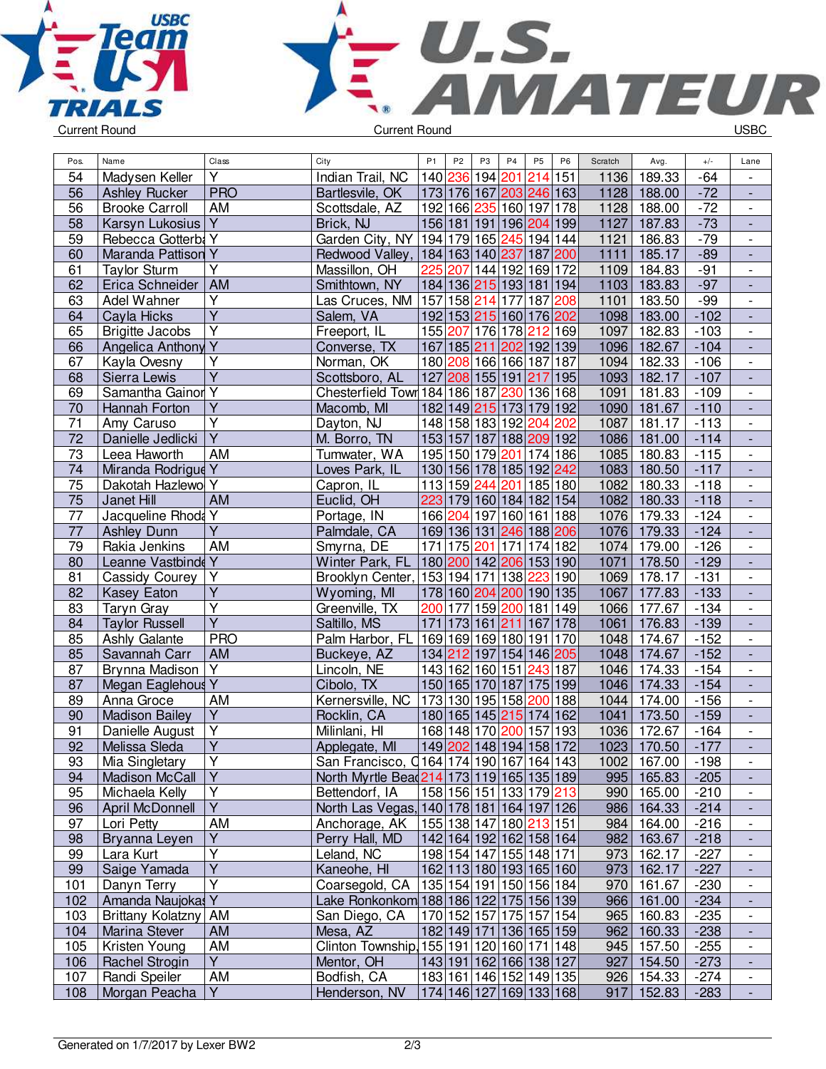Current Round | Current Round | USBC

| Pos. | Name | Class | City | P1 | P2 | P3 | P4 | P5 | P6 | Scratch | Avg. | +/- | Lane |
|---|---|---|---|---|---|---|---|---|---|---|---|---|---|
| 54 | Madysen Keller | Y | Indian Trail, NC | 140 | 236 | 194 | 201 | 214 | 151 | 1136 | 189.33 | -64 | - |
| 56 | Ashley Rucker | PRO | Bartlesville, OK | 173 | 176 | 167 | 203 | 246 | 163 | 1128 | 188.00 | -72 | - |
| 56 | Brooke Carroll | AM | Scottsdale, AZ | 192 | 166 | 235 | 160 | 197 | 178 | 1128 | 188.00 | -72 | - |
| 58 | Karsyn Lukosius | Y | Brick, NJ | 156 | 181 | 191 | 196 | 204 | 199 | 1127 | 187.83 | -73 | - |
| 59 | Rebecca Gotterba | Y | Garden City, NY | 194 | 179 | 165 | 245 | 194 | 144 | 1121 | 186.83 | -79 | - |
| 60 | Maranda Pattison | Y | Redwood Valley, | 184 | 163 | 140 | 237 | 187 | 200 | 1111 | 185.17 | -89 | - |
| 61 | Taylor Sturm | Y | Massillon, OH | 225 | 207 | 144 | 192 | 169 | 172 | 1109 | 184.83 | -91 | - |
| 62 | Erica Schneider | AM | Smithtown, NY | 184 | 136 | 215 | 193 | 181 | 194 | 1103 | 183.83 | -97 | - |
| 63 | Adel Wahner | Y | Las Cruces, NM | 157 | 158 | 214 | 177 | 187 | 208 | 1101 | 183.50 | -99 | - |
| 64 | Cayla Hicks | Y | Salem, VA | 192 | 153 | 215 | 160 | 176 | 202 | 1098 | 183.00 | -102 | - |
| 65 | Brigitte Jacobs | Y | Freeport, IL | 155 | 207 | 176 | 178 | 212 | 169 | 1097 | 182.83 | -103 | - |
| 66 | Angelica Anthony | Y | Converse, TX | 167 | 185 | 211 | 202 | 192 | 139 | 1096 | 182.67 | -104 | - |
| 67 | Kayla Ovesny | Y | Norman, OK | 180 | 208 | 166 | 166 | 187 | 187 | 1094 | 182.33 | -106 | - |
| 68 | Sierra Lewis | Y | Scottsboro, AL | 127 | 208 | 155 | 191 | 217 | 195 | 1093 | 182.17 | -107 | - |
| 69 | Samantha Gainor | Y | Chesterfield Town | 184 | 186 | 187 | 230 | 136 | 168 | 1091 | 181.83 | -109 | - |
| 70 | Hannah Forton | Y | Macomb, MI | 182 | 149 | 215 | 173 | 179 | 192 | 1090 | 181.67 | -110 | - |
| 71 | Amy Caruso | Y | Dayton, NJ | 148 | 158 | 183 | 192 | 204 | 202 | 1087 | 181.17 | -113 | - |
| 72 | Danielle Jedlicki | Y | M. Borro, TN | 153 | 157 | 187 | 188 | 209 | 192 | 1086 | 181.00 | -114 | - |
| 73 | Leea Haworth | AM | Tumwater, WA | 195 | 150 | 179 | 201 | 174 | 186 | 1085 | 180.83 | -115 | - |
| 74 | Miranda Rodrigue | Y | Loves Park, IL | 130 | 156 | 178 | 185 | 192 | 242 | 1083 | 180.50 | -117 | - |
| 75 | Dakotah Hazlewo | Y | Capron, IL | 113 | 159 | 244 | 201 | 185 | 180 | 1082 | 180.33 | -118 | - |
| 75 | Janet Hill | AM | Euclid, OH | 223 | 179 | 160 | 184 | 182 | 154 | 1082 | 180.33 | -118 | - |
| 77 | Jacqueline Rhoda | Y | Portage, IN | 166 | 204 | 197 | 160 | 161 | 188 | 1076 | 179.33 | -124 | - |
| 77 | Ashley Dunn | Y | Palmdale, CA | 169 | 136 | 131 | 246 | 188 | 206 | 1076 | 179.33 | -124 | - |
| 79 | Rakia Jenkins | AM | Smyrna, DE | 171 | 175 | 201 | 171 | 174 | 182 | 1074 | 179.00 | -126 | - |
| 80 | Leanne Vastbinde | Y | Winter Park, FL | 180 | 200 | 142 | 206 | 153 | 190 | 1071 | 178.50 | -129 | - |
| 81 | Cassidy Courey | Y | Brooklyn Center, | 153 | 194 | 171 | 138 | 223 | 190 | 1069 | 178.17 | -131 | - |
| 82 | Kasey Eaton | Y | Wyoming, MI | 178 | 160 | 204 | 200 | 190 | 135 | 1067 | 177.83 | -133 | - |
| 83 | Taryn Gray | Y | Greenville, TX | 200 | 177 | 159 | 200 | 181 | 149 | 1066 | 177.67 | -134 | - |
| 84 | Taylor Russell | Y | Saltillo, MS | 171 | 173 | 161 | 211 | 167 | 178 | 1061 | 176.83 | -139 | - |
| 85 | Ashly Galante | PRO | Palm Harbor, FL | 169 | 169 | 169 | 180 | 191 | 170 | 1048 | 174.67 | -152 | - |
| 85 | Savannah Carr | AM | Buckeye, AZ | 134 | 212 | 197 | 154 | 146 | 205 | 1048 | 174.67 | -152 | - |
| 87 | Brynna Madison | Y | Lincoln, NE | 143 | 162 | 160 | 151 | 243 | 187 | 1046 | 174.33 | -154 | - |
| 87 | Megan Eaglehous | Y | Cibolo, TX | 150 | 165 | 170 | 187 | 175 | 199 | 1046 | 174.33 | -154 | - |
| 89 | Anna Groce | AM | Kernersville, NC | 173 | 130 | 195 | 158 | 200 | 188 | 1044 | 174.00 | -156 | - |
| 90 | Madison Bailey | Y | Rocklin, CA | 180 | 165 | 145 | 215 | 174 | 162 | 1041 | 173.50 | -159 | - |
| 91 | Danielle August | Y | Mililani, HI | 168 | 148 | 170 | 200 | 157 | 193 | 1036 | 172.67 | -164 | - |
| 92 | Melissa Sleda | Y | Applegate, MI | 149 | 202 | 148 | 194 | 158 | 172 | 1023 | 170.50 | -177 | - |
| 93 | Mia Singletary | Y | San Francisco, C | 164 | 174 | 190 | 167 | 164 | 143 | 1002 | 167.00 | -198 | - |
| 94 | Madison McCall | Y | North Myrtle Bea | 214 | 173 | 119 | 165 | 135 | 189 | 995 | 165.83 | -205 | - |
| 95 | Michaela Kelly | Y | Bettendorf, IA | 158 | 156 | 151 | 133 | 179 | 213 | 990 | 165.00 | -210 | - |
| 96 | April McDonnell | Y | North Las Vegas, | 140 | 178 | 181 | 164 | 197 | 126 | 986 | 164.33 | -214 | - |
| 97 | Lori Petty | AM | Anchorage, AK | 155 | 138 | 147 | 180 | 213 | 151 | 984 | 164.00 | -216 | - |
| 98 | Bryanna Leyen | Y | Perry Hall, MD | 142 | 164 | 192 | 162 | 158 | 164 | 982 | 163.67 | -218 | - |
| 99 | Lara Kurt | Y | Leland, NC | 198 | 154 | 147 | 155 | 148 | 171 | 973 | 162.17 | -227 | - |
| 99 | Saige Yamada | Y | Kaneohe, HI | 162 | 113 | 180 | 193 | 165 | 160 | 973 | 162.17 | -227 | - |
| 101 | Danyn Terry | Y | Coarsegold, CA | 135 | 154 | 191 | 150 | 156 | 184 | 970 | 161.67 | -230 | - |
| 102 | Amanda Naujokas | Y | Lake Ronkonkom | 188 | 186 | 122 | 175 | 156 | 139 | 966 | 161.00 | -234 | - |
| 103 | Brittany Kolatzny | AM | San Diego, CA | 170 | 152 | 157 | 175 | 157 | 154 | 965 | 160.83 | -235 | - |
| 104 | Marina Stever | AM | Mesa, AZ | 182 | 149 | 171 | 136 | 165 | 159 | 962 | 160.33 | -238 | - |
| 105 | Kristen Young | AM | Clinton Township, | 155 | 191 | 120 | 160 | 171 | 148 | 945 | 157.50 | -255 | - |
| 106 | Rachel Strogin | Y | Mentor, OH | 143 | 191 | 162 | 166 | 138 | 127 | 927 | 154.50 | -273 | - |
| 107 | Randi Speiler | AM | Bodfish, CA | 183 | 161 | 146 | 152 | 149 | 135 | 926 | 154.33 | -274 | - |
| 108 | Morgan Peacha | Y | Henderson, NV | 174 | 146 | 127 | 169 | 133 | 168 | 917 | 152.83 | -283 | - |

Generated on 1/7/2017 by Lexer BW2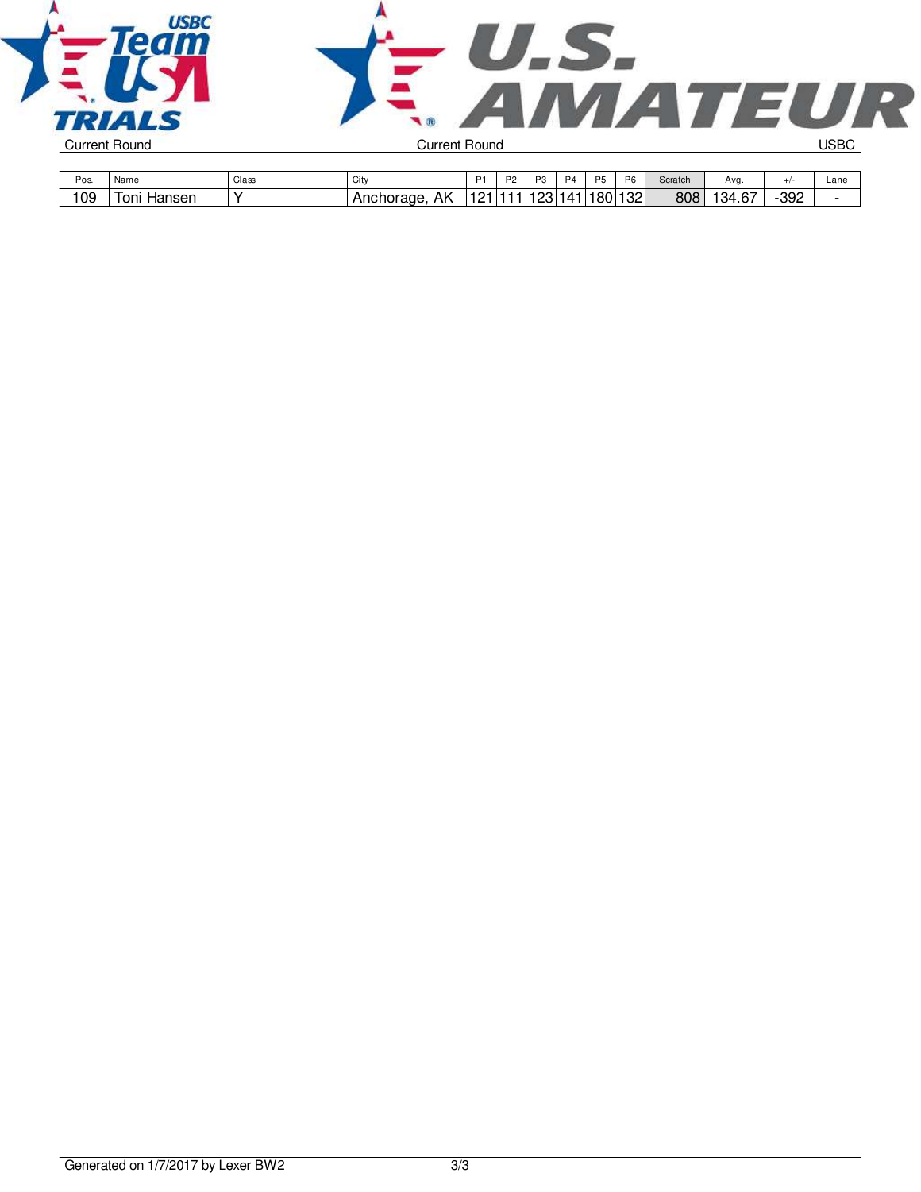Current Round Current Round USBC

| Pos. | Name | Class | City | P1 | P2 | P3 | P4 | P5 | P6 | Scratch | Avg. | +/- | Lane |
|---|---|---|---|---|---|---|---|---|---|---|---|---|---|
| 109 | Toni Hansen | Y | Anchorage, AK | 121 | 111 | 123 | 141 | 180 | 132 | 808 | 134.67 | -392 | - |

Generated on 1/7/2017 by Lexer BW2